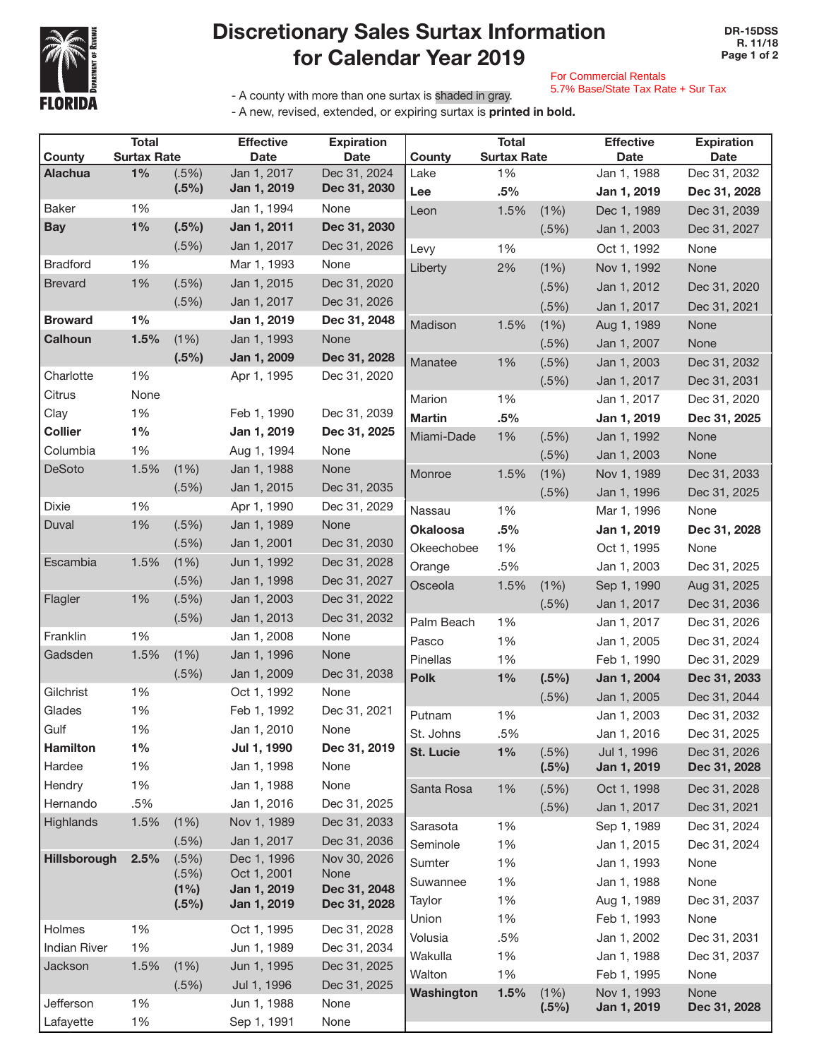# Discretionary Sales Surtax Information for Calendar Year 2019

DR-15DSS
R. 11/18

For Commercial Rentals
5.7% Base/State Tax Rate + Sur Tax

- A county with more than one surtax is shaded in gray.
- A new, revised, extended, or expiring surtax is **printed in bold.**

| County | Total Surtax Rate | | Effective Date | Expiration Date |
|---|---|---|---|---|
| **Alachua** | **1%** | (.5%) | Jan 1, 2017 | Dec 31, 2024 |
| | | **(.5%)** | **Jan 1, 2019** | **Dec 31, 2030** |
| Baker | 1% | | Jan 1, 1994 | None |
| **Bay** | **1%** | **(.5%)** | **Jan 1, 2011** | **Dec 31, 2030** |
| | | (.5%) | Jan 1, 2017 | Dec 31, 2026 |
| Bradford | 1% | | Mar 1, 1993 | None |
| Brevard | 1% | (.5%) | Jan 1, 2015 | Dec 31, 2020 |
| | | (.5%) | Jan 1, 2017 | Dec 31, 2026 |
| **Broward** | **1%** | | **Jan 1, 2019** | **Dec 31, 2048** |
| **Calhoun** | **1.5%** | (1%) | Jan 1, 1993 | None |
| | | **(.5%)** | **Jan 1, 2009** | **Dec 31, 2028** |
| Charlotte | 1% | | Apr 1, 1995 | Dec 31, 2020 |
| Citrus | None | | | |
| Clay | 1% | | Feb 1, 1990 | Dec 31, 2039 |
| **Collier** | **1%** | | **Jan 1, 2019** | **Dec 31, 2025** |
| Columbia | 1% | | Aug 1, 1994 | None |
| DeSoto | 1.5% | (1%) | Jan 1, 1988 | None |
| | | (.5%) | Jan 1, 2015 | Dec 31, 2035 |
| Dixie | 1% | | Apr 1, 1990 | Dec 31, 2029 |
| Duval | 1% | (.5%) | Jan 1, 1989 | None |
| | | (.5%) | Jan 1, 2001 | Dec 31, 2030 |
| Escambia | 1.5% | (1%) | Jun 1, 1992 | Dec 31, 2028 |
| | | (.5%) | Jan 1, 1998 | Dec 31, 2027 |
| Flagler | 1% | (.5%) | Jan 1, 2003 | Dec 31, 2022 |
| | | (.5%) | Jan 1, 2013 | Dec 31, 2032 |
| Franklin | 1% | | Jan 1, 2008 | None |
| Gadsden | 1.5% | (1%) | Jan 1, 1996 | None |
| | | (.5%) | Jan 1, 2009 | Dec 31, 2038 |
| Gilchrist | 1% | | Oct 1, 1992 | None |
| Glades | 1% | | Feb 1, 1992 | Dec 31, 2021 |
| Gulf | 1% | | Jan 1, 2010 | None |
| **Hamilton** | **1%** | | **Jul 1, 1990** | **Dec 31, 2019** |
| Hardee | 1% | | Jan 1, 1998 | None |
| Hendry | 1% | | Jan 1, 1988 | None |
| Hernando | .5% | | Jan 1, 2016 | Dec 31, 2025 |
| Highlands | 1.5% | (1%) | Nov 1, 1989 | Dec 31, 2033 |
| | | (.5%) | Jan 1, 2017 | Dec 31, 2036 |
| **Hillsborough** | **2.5%** | (.5%) | Dec 1, 1996 | Nov 30, 2026 |
| | | (.5%) | Oct 1, 2001 | None |
| | | **(1%)** | **Jan 1, 2019** | **Dec 31, 2048** |
| | | **(.5%)** | **Jan 1, 2019** | **Dec 31, 2028** |
| Holmes | 1% | | Oct 1, 1995 | Dec 31, 2028 |
| Indian River | 1% | | Jun 1, 1989 | Dec 31, 2034 |
| Jackson | 1.5% | (1%) | Jun 1, 1995 | Dec 31, 2025 |
| | | (.5%) | Jul 1, 1996 | Dec 31, 2025 |
| Jefferson | 1% | | Jun 1, 1988 | None |
| Lafayette | 1% | | Sep 1, 1991 | None |
| Lake | 1% | | Jan 1, 1988 | Dec 31, 2032 |
| **Lee** | **.5%** | | **Jan 1, 2019** | **Dec 31, 2028** |
| Leon | 1.5% | (1%) | Dec 1, 1989 | Dec 31, 2039 |
| | | (.5%) | Jan 1, 2003 | Dec 31, 2027 |
| Levy | 1% | | Oct 1, 1992 | None |
| Liberty | 2% | (1%) | Nov 1, 1992 | None |
| | | (.5%) | Jan 1, 2012 | Dec 31, 2020 |
| | | (.5%) | Jan 1, 2017 | Dec 31, 2021 |
| Madison | 1.5% | (1%) | Aug 1, 1989 | None |
| | | (.5%) | Jan 1, 2007 | None |
| Manatee | 1% | (.5%) | Jan 1, 2003 | Dec 31, 2032 |
| | | (.5%) | Jan 1, 2017 | Dec 31, 2031 |
| Marion | 1% | | Jan 1, 2017 | Dec 31, 2020 |
| **Martin** | **.5%** | | **Jan 1, 2019** | **Dec 31, 2025** |
| Miami-Dade | 1% | (.5%) | Jan 1, 1992 | None |
| | | (.5%) | Jan 1, 2003 | None |
| Monroe | 1.5% | (1%) | Nov 1, 1989 | Dec 31, 2033 |
| | | (.5%) | Jan 1, 1996 | Dec 31, 2025 |
| Nassau | 1% | | Mar 1, 1996 | None |
| **Okaloosa** | **.5%** | | **Jan 1, 2019** | **Dec 31, 2028** |
| Okeechobee | 1% | | Oct 1, 1995 | None |
| Orange | .5% | | Jan 1, 2003 | Dec 31, 2025 |
| Osceola | 1.5% | (1%) | Sep 1, 1990 | Aug 31, 2025 |
| | | (.5%) | Jan 1, 2017 | Dec 31, 2036 |
| Palm Beach | 1% | | Jan 1, 2017 | Dec 31, 2026 |
| Pasco | 1% | | Jan 1, 2005 | Dec 31, 2024 |
| Pinellas | 1% | | Feb 1, 1990 | Dec 31, 2029 |
| **Polk** | **1%** | **(.5%)** | **Jan 1, 2004** | **Dec 31, 2033** |
| | | (.5%) | Jan 1, 2005 | Dec 31, 2044 |
| Putnam | 1% | | Jan 1, 2003 | Dec 31, 2032 |
| St. Johns | .5% | | Jan 1, 2016 | Dec 31, 2025 |
| **St. Lucie** | **1%** | (.5%) | Jul 1, 1996 | Dec 31, 2026 |
| | | **(.5%)** | **Jan 1, 2019** | **Dec 31, 2028** |
| Santa Rosa | 1% | (.5%) | Oct 1, 1998 | Dec 31, 2028 |
| | | (.5%) | Jan 1, 2017 | Dec 31, 2021 |
| Sarasota | 1% | | Sep 1, 1989 | Dec 31, 2024 |
| Seminole | 1% | | Jan 1, 2015 | Dec 31, 2024 |
| Sumter | 1% | | Jan 1, 1993 | None |
| Suwannee | 1% | | Jan 1, 1988 | None |
| Taylor | 1% | | Aug 1, 1989 | Dec 31, 2037 |
| Union | 1% | | Feb 1, 1993 | None |
| Volusia | .5% | | Jan 1, 2002 | Dec 31, 2031 |
| Wakulla | 1% | | Jan 1, 1988 | Dec 31, 2037 |
| Walton | 1% | | Feb 1, 1995 | None |
| **Washington** | **1.5%** | (1%) | Nov 1, 1993 | None |
| | | **(.5%)** | **Jan 1, 2019** | **Dec 31, 2028** |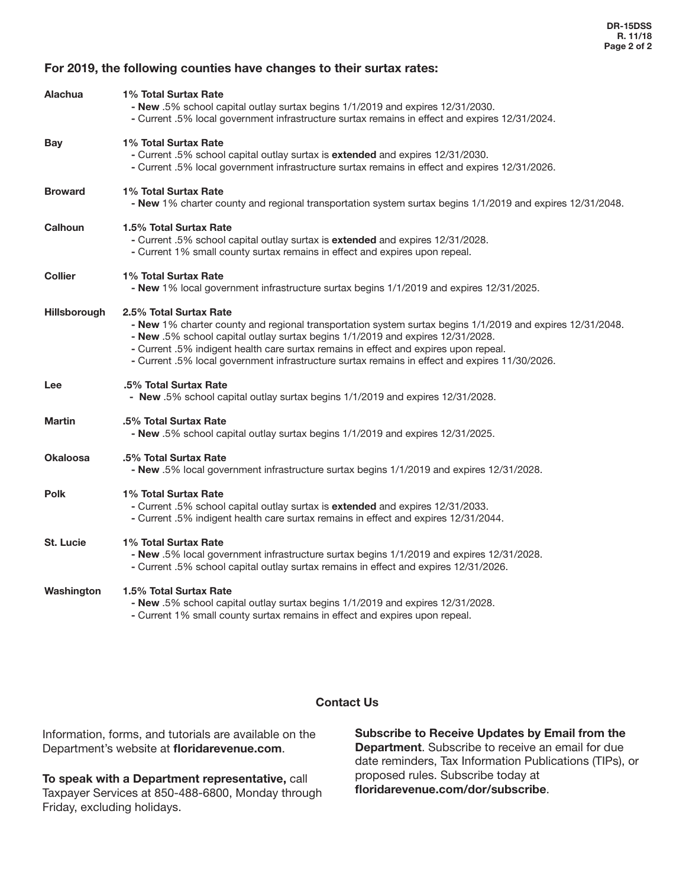## For 2019, the following counties have changes to their surtax rates:

**Alachua**

**1% Total Surtax Rate**
- **New** .5% school capital outlay surtax begins 1/1/2019 and expires 12/31/2030.
- Current .5% local government infrastructure surtax remains in effect and expires 12/31/2024.

**Bay**

**1% Total Surtax Rate**
- Current .5% school capital outlay surtax is **extended** and expires 12/31/2030.
- Current .5% local government infrastructure surtax remains in effect and expires 12/31/2026.

**Broward**

**1% Total Surtax Rate**
- **New** 1% charter county and regional transportation system surtax begins 1/1/2019 and expires 12/31/2048.

**Calhoun**

**1.5% Total Surtax Rate**
- Current .5% school capital outlay surtax is **extended** and expires 12/31/2028.
- Current 1% small county surtax remains in effect and expires upon repeal.

**Collier**

**1% Total Surtax Rate**
- **New** 1% local government infrastructure surtax begins 1/1/2019 and expires 12/31/2025.

**Hillsborough**

**2.5% Total Surtax Rate**
- **New** 1% charter county and regional transportation system surtax begins 1/1/2019 and expires 12/31/2048.
- **New** .5% school capital outlay surtax begins 1/1/2019 and expires 12/31/2028.
- Current .5% indigent health care surtax remains in effect and expires upon repeal.
- Current .5% local government infrastructure surtax remains in effect and expires 11/30/2026.

**Lee**

**.5% Total Surtax Rate**
- **New** .5% school capital outlay surtax begins 1/1/2019 and expires 12/31/2028.

**Martin**

**.5% Total Surtax Rate**
- **New** .5% school capital outlay surtax begins 1/1/2019 and expires 12/31/2025.

**Okaloosa**

**.5% Total Surtax Rate**
- **New** .5% local government infrastructure surtax begins 1/1/2019 and expires 12/31/2028.

**Polk**

**1% Total Surtax Rate**
- Current .5% school capital outlay surtax is **extended** and expires 12/31/2033.
- Current .5% indigent health care surtax remains in effect and expires 12/31/2044.

**St. Lucie**

**1% Total Surtax Rate**
- **New** .5% local government infrastructure surtax begins 1/1/2019 and expires 12/31/2028.
- Current .5% school capital outlay surtax remains in effect and expires 12/31/2026.

**Washington**

**1.5% Total Surtax Rate**
- **New** .5% school capital outlay surtax begins 1/1/2019 and expires 12/31/2028.
- Current 1% small county surtax remains in effect and expires upon repeal.

### Contact Us

Information, forms, and tutorials are available on the Department's website at **floridarevenue.com**.

**To speak with a Department representative,** call Taxpayer Services at 850-488-6800, Monday through Friday, excluding holidays.

**Subscribe to Receive Updates by Email from the Department**. Subscribe to receive an email for due date reminders, Tax Information Publications (TIPs), or proposed rules. Subscribe today at **floridarevenue.com/dor/subscribe**.